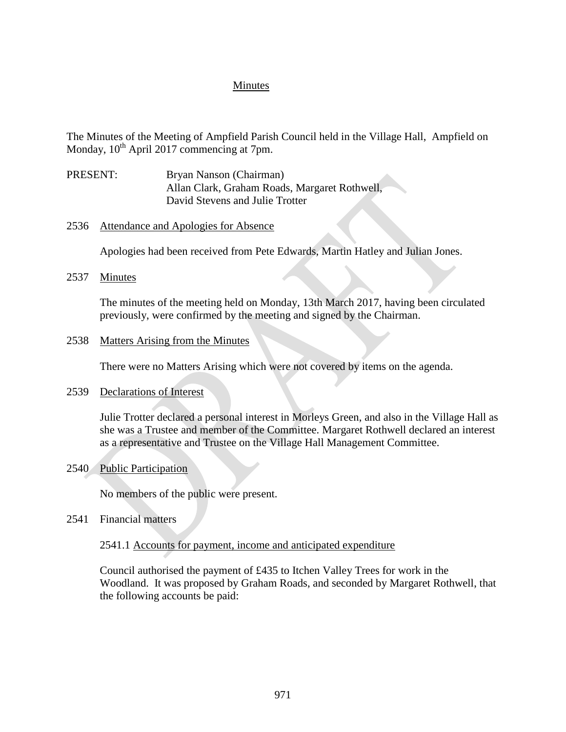# Minutes

The Minutes of the Meeting of Ampfield Parish Council held in the Village Hall, Ampfield on Monday, 10th April 2017 commencing at 7pm.

PRESENT: Bryan Nanson (Chairman)
Allan Clark, Graham Roads, Margaret Rothwell,
David Stevens and Julie Trotter

## 2536 Attendance and Apologies for Absence

Apologies had been received from Pete Edwards, Martin Hatley and Julian Jones.

## 2537 Minutes

The minutes of the meeting held on Monday, 13th March 2017, having been circulated previously, were confirmed by the meeting and signed by the Chairman.

## 2538 Matters Arising from the Minutes

There were no Matters Arising which were not covered by items on the agenda.

## 2539 Declarations of Interest

Julie Trotter declared a personal interest in Morleys Green, and also in the Village Hall as she was a Trustee and member of the Committee. Margaret Rothwell declared an interest as a representative and Trustee on the Village Hall Management Committee.

## 2540 Public Participation

No members of the public were present.

## 2541 Financial matters

### 2541.1 Accounts for payment, income and anticipated expenditure

Council authorised the payment of £435 to Itchen Valley Trees for work in the Woodland. It was proposed by Graham Roads, and seconded by Margaret Rothwell, that the following accounts be paid: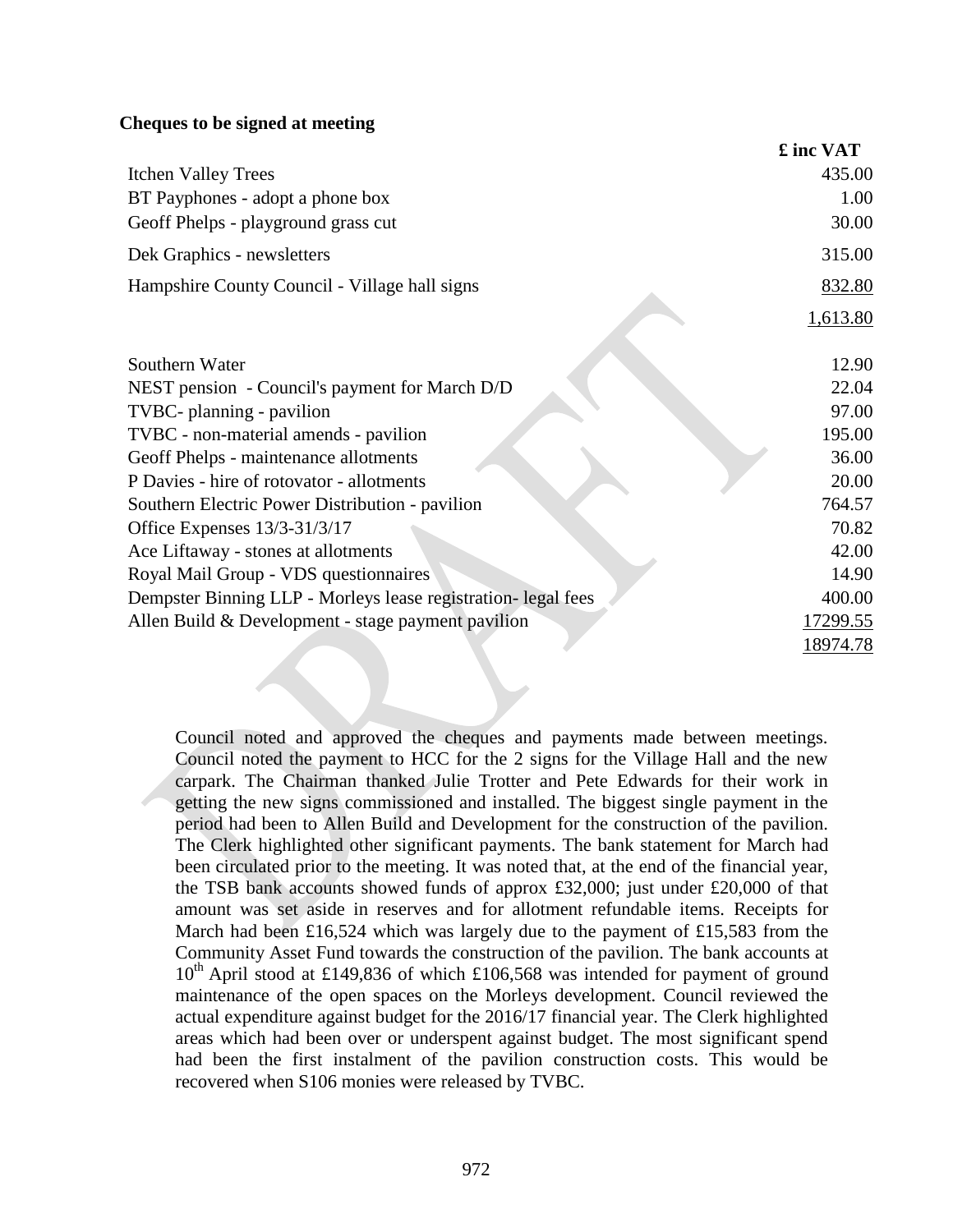**Cheques to be signed at meeting**

| | £ inc VAT |
|---|---|
| Itchen Valley Trees | 435.00 |
| BT Payphones - adopt a phone box | 1.00 |
| Geoff Phelps - playground grass cut | 30.00 |
| Dek Graphics - newsletters | 315.00 |
| Hampshire County Council - Village hall signs | 832.80 |
| | 1,613.80 |

| | |
|---|---|
| Southern Water | 12.90 |
| NEST pension - Council's payment for March D/D | 22.04 |
| TVBC- planning - pavilion | 97.00 |
| TVBC - non-material amends - pavilion | 195.00 |
| Geoff Phelps - maintenance allotments | 36.00 |
| P Davies - hire of rotovator - allotments | 20.00 |
| Southern Electric Power Distribution - pavilion | 764.57 |
| Office Expenses 13/3-31/3/17 | 70.82 |
| Ace Liftaway - stones at allotments | 42.00 |
| Royal Mail Group - VDS questionnaires | 14.90 |
| Dempster Binning LLP - Morleys lease registration- legal fees | 400.00 |
| Allen Build & Development - stage payment pavilion | 17299.55 |
| | 18974.78 |

Council noted and approved the cheques and payments made between meetings. Council noted the payment to HCC for the 2 signs for the Village Hall and the new carpark. The Chairman thanked Julie Trotter and Pete Edwards for their work in getting the new signs commissioned and installed. The biggest single payment in the period had been to Allen Build and Development for the construction of the pavilion. The Clerk highlighted other significant payments. The bank statement for March had been circulated prior to the meeting. It was noted that, at the end of the financial year, the TSB bank accounts showed funds of approx £32,000; just under £20,000 of that amount was set aside in reserves and for allotment refundable items. Receipts for March had been £16,524 which was largely due to the payment of £15,583 from the Community Asset Fund towards the construction of the pavilion. The bank accounts at 10th April stood at £149,836 of which £106,568 was intended for payment of ground maintenance of the open spaces on the Morleys development. Council reviewed the actual expenditure against budget for the 2016/17 financial year. The Clerk highlighted areas which had been over or underspent against budget. The most significant spend had been the first instalment of the pavilion construction costs. This would be recovered when S106 monies were released by TVBC.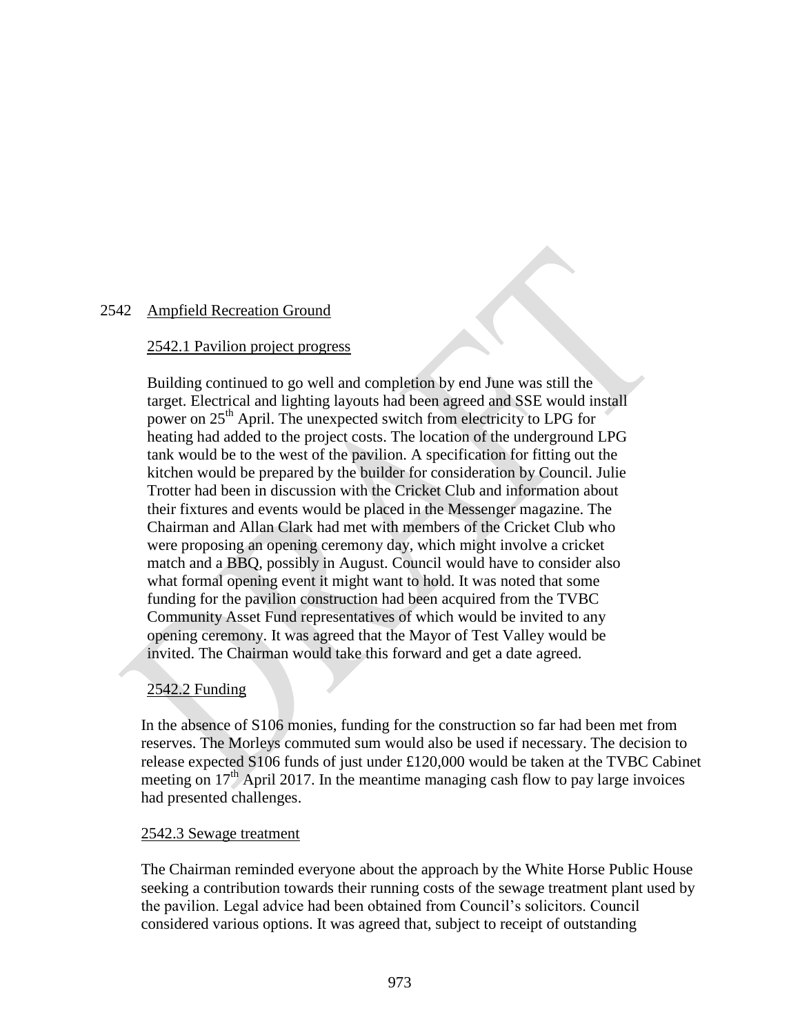## 2542 Ampfield Recreation Ground

### 2542.1 Pavilion project progress

Building continued to go well and completion by end June was still the target. Electrical and lighting layouts had been agreed and SSE would install power on 25th April. The unexpected switch from electricity to LPG for heating had added to the project costs. The location of the underground LPG tank would be to the west of the pavilion. A specification for fitting out the kitchen would be prepared by the builder for consideration by Council. Julie Trotter had been in discussion with the Cricket Club and information about their fixtures and events would be placed in the Messenger magazine. The Chairman and Allan Clark had met with members of the Cricket Club who were proposing an opening ceremony day, which might involve a cricket match and a BBQ, possibly in August. Council would have to consider also what formal opening event it might want to hold. It was noted that some funding for the pavilion construction had been acquired from the TVBC Community Asset Fund representatives of which would be invited to any opening ceremony. It was agreed that the Mayor of Test Valley would be invited. The Chairman would take this forward and get a date agreed.

### 2542.2 Funding

In the absence of S106 monies, funding for the construction so far had been met from reserves. The Morleys commuted sum would also be used if necessary. The decision to release expected S106 funds of just under £120,000 would be taken at the TVBC Cabinet meeting on 17th April 2017. In the meantime managing cash flow to pay large invoices had presented challenges.

### 2542.3 Sewage treatment

The Chairman reminded everyone about the approach by the White Horse Public House seeking a contribution towards their running costs of the sewage treatment plant used by the pavilion. Legal advice had been obtained from Council's solicitors. Council considered various options. It was agreed that, subject to receipt of outstanding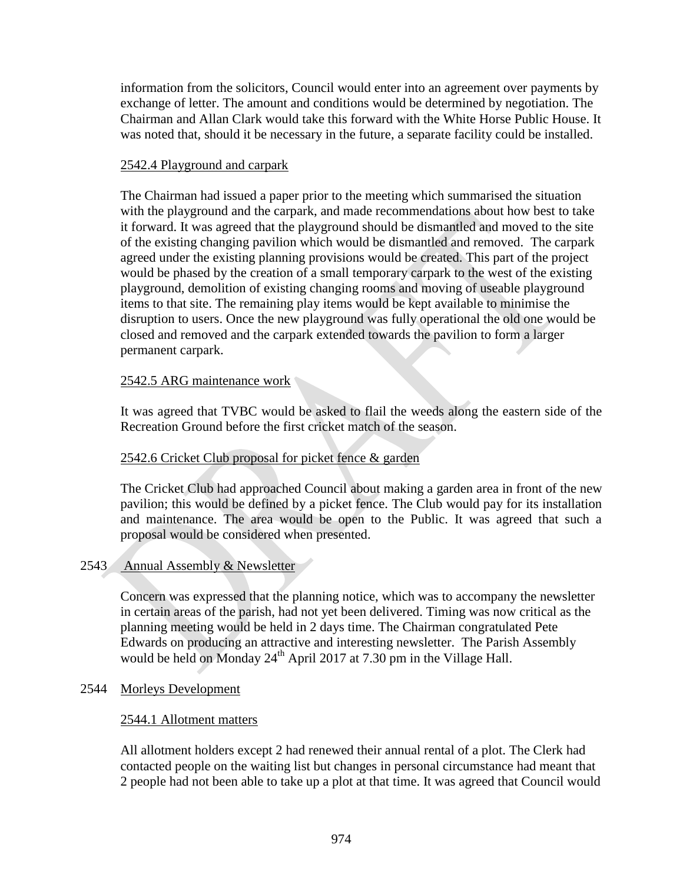information from the solicitors, Council would enter into an agreement over payments by exchange of letter. The amount and conditions would be determined by negotiation. The Chairman and Allan Clark would take this forward with the White Horse Public House. It was noted that, should it be necessary in the future, a separate facility could be installed.

2542.4 Playground and carpark

The Chairman had issued a paper prior to the meeting which summarised the situation with the playground and the carpark, and made recommendations about how best to take it forward. It was agreed that the playground should be dismantled and moved to the site of the existing changing pavilion which would be dismantled and removed. The carpark agreed under the existing planning provisions would be created. This part of the project would be phased by the creation of a small temporary carpark to the west of the existing playground, demolition of existing changing rooms and moving of useable playground items to that site. The remaining play items would be kept available to minimise the disruption to users. Once the new playground was fully operational the old one would be closed and removed and the carpark extended towards the pavilion to form a larger permanent carpark.

2542.5 ARG maintenance work

It was agreed that TVBC would be asked to flail the weeds along the eastern side of the Recreation Ground before the first cricket match of the season.

2542.6 Cricket Club proposal for picket fence & garden

The Cricket Club had approached Council about making a garden area in front of the new pavilion; this would be defined by a picket fence. The Club would pay for its installation and maintenance. The area would be open to the Public. It was agreed that such a proposal would be considered when presented.

2543 Annual Assembly & Newsletter

Concern was expressed that the planning notice, which was to accompany the newsletter in certain areas of the parish, had not yet been delivered. Timing was now critical as the planning meeting would be held in 2 days time. The Chairman congratulated Pete Edwards on producing an attractive and interesting newsletter. The Parish Assembly would be held on Monday 24th April 2017 at 7.30 pm in the Village Hall.

2544 Morleys Development

2544.1 Allotment matters

All allotment holders except 2 had renewed their annual rental of a plot. The Clerk had contacted people on the waiting list but changes in personal circumstance had meant that 2 people had not been able to take up a plot at that time. It was agreed that Council would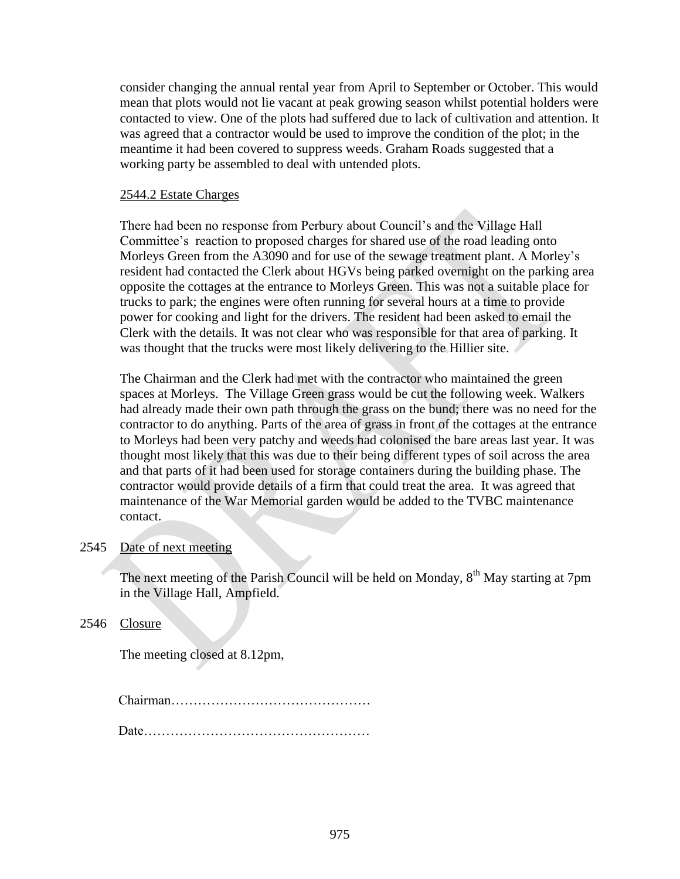consider changing the annual rental year from April to September or October. This would mean that plots would not lie vacant at peak growing season whilst potential holders were contacted to view. One of the plots had suffered due to lack of cultivation and attention. It was agreed that a contractor would be used to improve the condition of the plot; in the meantime it had been covered to suppress weeds. Graham Roads suggested that a working party be assembled to deal with untended plots.

2544.2 Estate Charges

There had been no response from Perbury about Council's and the Village Hall Committee's reaction to proposed charges for shared use of the road leading onto Morleys Green from the A3090 and for use of the sewage treatment plant. A Morley's resident had contacted the Clerk about HGVs being parked overnight on the parking area opposite the cottages at the entrance to Morleys Green. This was not a suitable place for trucks to park; the engines were often running for several hours at a time to provide power for cooking and light for the drivers. The resident had been asked to email the Clerk with the details. It was not clear who was responsible for that area of parking. It was thought that the trucks were most likely delivering to the Hillier site.

The Chairman and the Clerk had met with the contractor who maintained the green spaces at Morleys. The Village Green grass would be cut the following week. Walkers had already made their own path through the grass on the bund; there was no need for the contractor to do anything. Parts of the area of grass in front of the cottages at the entrance to Morleys had been very patchy and weeds had colonised the bare areas last year. It was thought most likely that this was due to their being different types of soil across the area and that parts of it had been used for storage containers during the building phase. The contractor would provide details of a firm that could treat the area. It was agreed that maintenance of the War Memorial garden would be added to the TVBC maintenance contact.

2545 Date of next meeting

The next meeting of the Parish Council will be held on Monday, 8th May starting at 7pm in the Village Hall, Ampfield.

2546 Closure

The meeting closed at 8.12pm,

Chairman………………………………………

Date……………………………………………